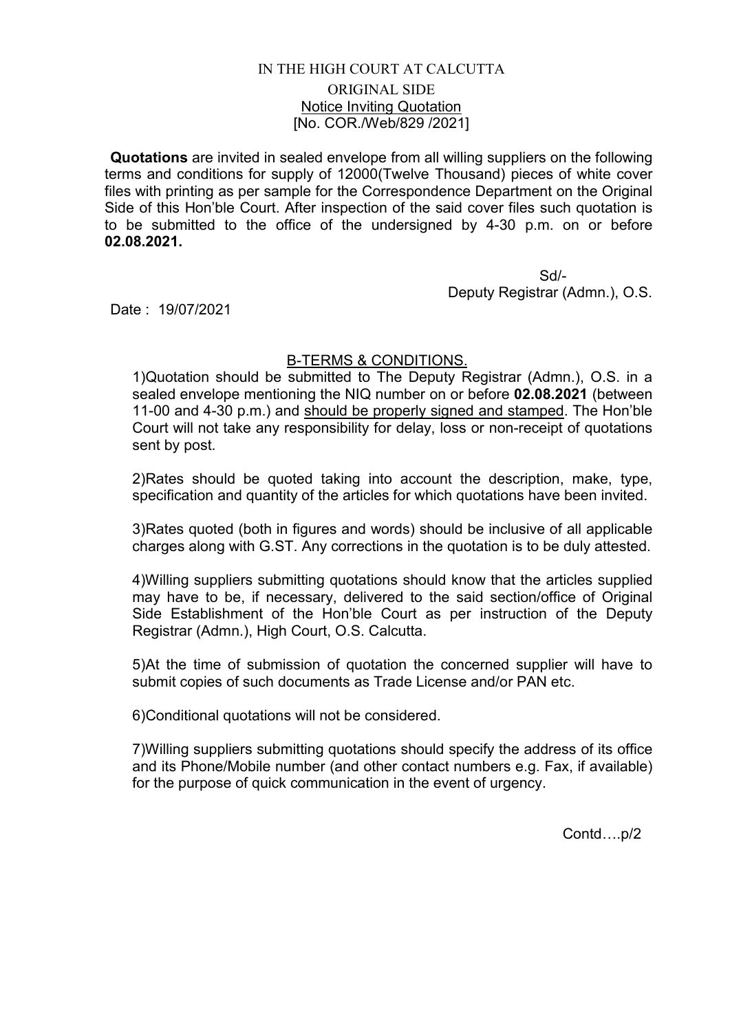IN THE HIGH COURT AT CALCUTTA

ORIGINAL SIDE

Notice Inviting Quotation

[No. COR./Web/829 /2021]

**Quotations** are invited in sealed envelope from all willing suppliers on the following terms and conditions for supply of 12000(Twelve Thousand) pieces of white cover files with printing as per sample for the Correspondence Department on the Original Side of this Hon'ble Court. After inspection of the said cover files such quotation is to be submitted to the office of the undersigned by 4-30 p.m. on or before **02.08.2021.**

Sd/-

Deputy Registrar (Admn.), O.S.

Date : 19/07/2021

## B-TERMS & CONDITIONS.

1)Quotation should be submitted to The Deputy Registrar (Admn.), O.S. in a sealed envelope mentioning the NIQ number on or before **02.08.2021** (between 11-00 and 4-30 p.m.) and should be properly signed and stamped. The Hon'ble Court will not take any responsibility for delay, loss or non-receipt of quotations sent by post.

2)Rates should be quoted taking into account the description, make, type, specification and quantity of the articles for which quotations have been invited.

3)Rates quoted (both in figures and words) should be inclusive of all applicable charges along with G.ST. Any corrections in the quotation is to be duly attested.

4)Willing suppliers submitting quotations should know that the articles supplied may have to be, if necessary, delivered to the said section/office of Original Side Establishment of the Hon'ble Court as per instruction of the Deputy Registrar (Admn.), High Court, O.S. Calcutta.

5)At the time of submission of quotation the concerned supplier will have to submit copies of such documents as Trade License and/or PAN etc.

6)Conditional quotations will not be considered.

7)Willing suppliers submitting quotations should specify the address of its office and its Phone/Mobile number (and other contact numbers e.g. Fax, if available) for the purpose of quick communication in the event of urgency.

Contd….p/2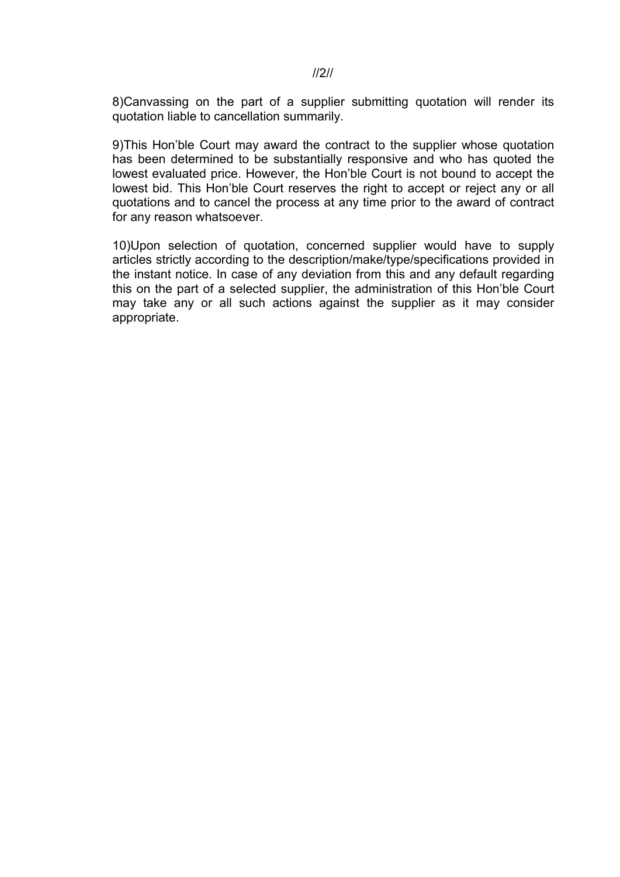8)Canvassing on the part of a supplier submitting quotation will render its quotation liable to cancellation summarily.

9)This Hon'ble Court may award the contract to the supplier whose quotation has been determined to be substantially responsive and who has quoted the lowest evaluated price. However, the Hon'ble Court is not bound to accept the lowest bid. This Hon'ble Court reserves the right to accept or reject any or all quotations and to cancel the process at any time prior to the award of contract for any reason whatsoever.

10)Upon selection of quotation, concerned supplier would have to supply articles strictly according to the description/make/type/specifications provided in the instant notice. In case of any deviation from this and any default regarding this on the part of a selected supplier, the administration of this Hon'ble Court may take any or all such actions against the supplier as it may consider appropriate.